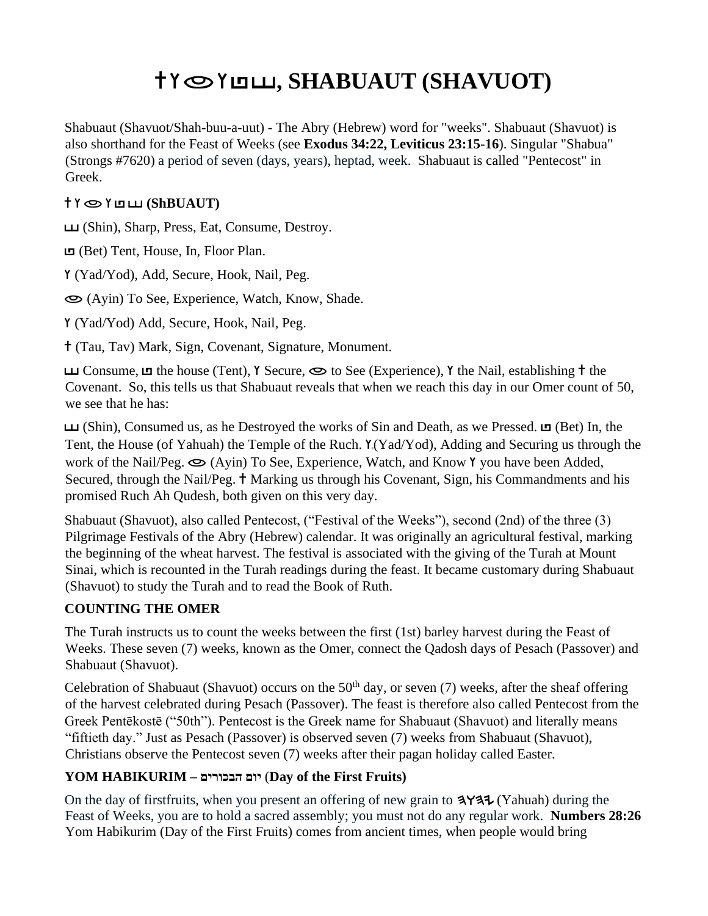# †Y◎Yꟷꟺꟺꟺꟹꟺꟺꟺꟺꟺꟺꟺꟺꟺꟺꟺꟺꟺꟺ, SHABUAUT (SHAVUOT)

Shabuaut (Shavuot/Shah-buu-a-uut) - The Abry (Hebrew) word for "weeks". Shabuaut (Shavuot) is also shorthand for the Feast of Weeks (see **Exodus 34:22, Leviticus 23:15-16**). Singular "Shabua" (Strongs #7620) a period of seven (days, years), heptad, week. Shabuaut is called "Pentecost" in Greek.

**† Y ◎ Y ꟺ ꟺ (ShBUAUT)**

ꟺ (Shin), Sharp, Press, Eat, Consume, Destroy.

ꟺ (Bet) Tent, House, In, Floor Plan.

Y (Yad/Yod), Add, Secure, Hook, Nail, Peg.

◎ (Ayin) To See, Experience, Watch, Know, Shade.

Y (Yad/Yod) Add, Secure, Hook, Nail, Peg.

† (Tau, Tav) Mark, Sign, Covenant, Signature, Monument.

ꟺ Consume, ꟺ the house (Tent), Y Secure, ◎ to See (Experience), Y the Nail, establishing † the Covenant. So, this tells us that Shabuaut reveals that when we reach this day in our Omer count of 50, we see that he has:

ꟺ (Shin), Consumed us, as he Destroyed the works of Sin and Death, as we Pressed. ꟺ (Bet) In, the Tent, the House (of Yahuah) the Temple of the Ruch. Y (Yad/Yod), Adding and Securing us through the work of the Nail/Peg. ◎ (Ayin) To See, Experience, Watch, and Know Y you have been Added, Secured, through the Nail/Peg. † Marking us through his Covenant, Sign, his Commandments and his promised Ruch Ah Qudesh, both given on this very day.

Shabuaut (Shavuot), also called Pentecost, ("Festival of the Weeks"), second (2nd) of the three (3) Pilgrimage Festivals of the Abry (Hebrew) calendar. It was originally an agricultural festival, marking the beginning of the wheat harvest. The festival is associated with the giving of the Turah at Mount Sinai, which is recounted in the Turah readings during the feast. It became customary during Shabuaut (Shavuot) to study the Turah and to read the Book of Ruth.

### COUNTING THE OMER

The Turah instructs us to count the weeks between the first (1st) barley harvest during the Feast of Weeks. These seven (7) weeks, known as the Omer, connect the Qadosh days of Pesach (Passover) and Shabuaut (Shavuot).

Celebration of Shabuaut (Shavuot) occurs on the 50th day, or seven (7) weeks, after the sheaf offering of the harvest celebrated during Pesach (Passover). The feast is therefore also called Pentecost from the Greek Pentēkostē ("50th"). Pentecost is the Greek name for Shabuaut (Shavuot) and literally means "fiftieth day." Just as Pesach (Passover) is observed seven (7) weeks from Shabuaut (Shavuot), Christians observe the Pentecost seven (7) weeks after their pagan holiday called Easter.

### YOM HABIKURIM – יום הבכורים (Day of the First Fruits)

On the day of firstfruits, when you present an offering of new grain to ꟺYꟺꟺ (Yahuah) during the Feast of Weeks, you are to hold a sacred assembly; you must not do any regular work. **Numbers 28:26** Yom Habikurim (Day of the First Fruits) comes from ancient times, when people would bring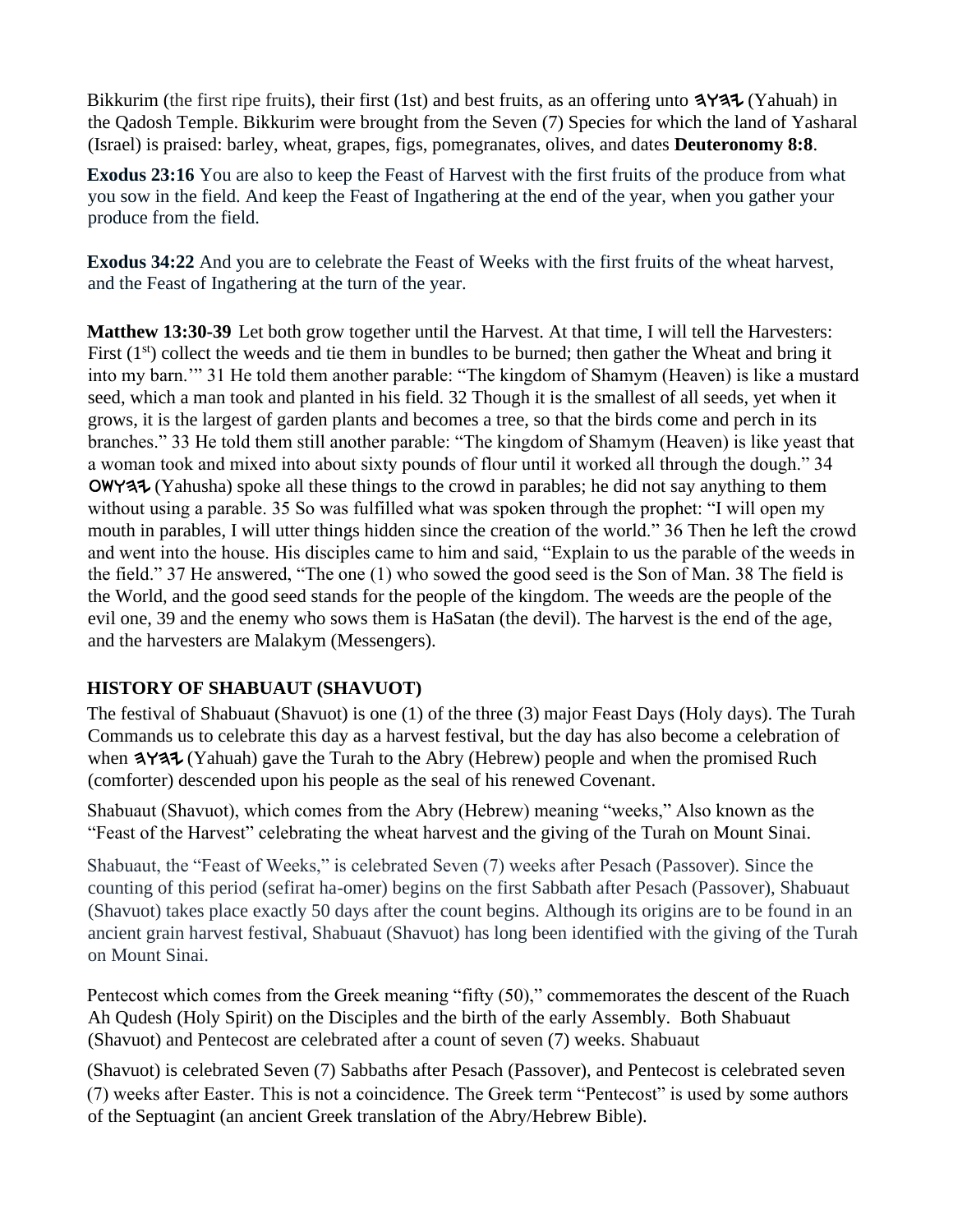Bikkurim (the first ripe fruits), their first (1st) and best fruits, as an offering unto 𐤄𐤅𐤄𐤉 (Yahuah) in the Qadosh Temple. Bikkurim were brought from the Seven (7) Species for which the land of Yasharal (Israel) is praised: barley, wheat, grapes, figs, pomegranates, olives, and dates **Deuteronomy 8:8**.

**Exodus 23:16** You are also to keep the Feast of Harvest with the first fruits of the produce from what you sow in the field. And keep the Feast of Ingathering at the end of the year, when you gather your produce from the field.

**Exodus 34:22** And you are to celebrate the Feast of Weeks with the first fruits of the wheat harvest, and the Feast of Ingathering at the turn of the year.

**Matthew 13:30-39** Let both grow together until the Harvest. At that time, I will tell the Harvesters: First (1st) collect the weeds and tie them in bundles to be burned; then gather the Wheat and bring it into my barn.'" 31 He told them another parable: "The kingdom of Shamym (Heaven) is like a mustard seed, which a man took and planted in his field. 32 Though it is the smallest of all seeds, yet when it grows, it is the largest of garden plants and becomes a tree, so that the birds come and perch in its branches." 33 He told them still another parable: "The kingdom of Shamym (Heaven) is like yeast that a woman took and mixed into about sixty pounds of flour until it worked all through the dough." 34 𐤏𐤔𐤅𐤄𐤉 (Yahusha) spoke all these things to the crowd in parables; he did not say anything to them without using a parable. 35 So was fulfilled what was spoken through the prophet: "I will open my mouth in parables, I will utter things hidden since the creation of the world." 36 Then he left the crowd and went into the house. His disciples came to him and said, "Explain to us the parable of the weeds in the field." 37 He answered, "The one (1) who sowed the good seed is the Son of Man. 38 The field is the World, and the good seed stands for the people of the kingdom. The weeds are the people of the evil one, 39 and the enemy who sows them is HaSatan (the devil). The harvest is the end of the age, and the harvesters are Malakym (Messengers).

## HISTORY OF SHABUAUT (SHAVUOT)

The festival of Shabuaut (Shavuot) is one (1) of the three (3) major Feast Days (Holy days). The Turah Commands us to celebrate this day as a harvest festival, but the day has also become a celebration of when 𐤄𐤅𐤄𐤉 (Yahuah) gave the Turah to the Abry (Hebrew) people and when the promised Ruch (comforter) descended upon his people as the seal of his renewed Covenant.

Shabuaut (Shavuot), which comes from the Abry (Hebrew) meaning "weeks," Also known as the "Feast of the Harvest" celebrating the wheat harvest and the giving of the Turah on Mount Sinai.

Shabuaut, the "Feast of Weeks," is celebrated Seven (7) weeks after Pesach (Passover). Since the counting of this period (sefirat ha-omer) begins on the first Sabbath after Pesach (Passover), Shabuaut (Shavuot) takes place exactly 50 days after the count begins. Although its origins are to be found in an ancient grain harvest festival, Shabuaut (Shavuot) has long been identified with the giving of the Turah on Mount Sinai.

Pentecost which comes from the Greek meaning "fifty (50)," commemorates the descent of the Ruach Ah Qudesh (Holy Spirit) on the Disciples and the birth of the early Assembly. Both Shabuaut (Shavuot) and Pentecost are celebrated after a count of seven (7) weeks. Shabuaut (Shavuot) is celebrated Seven (7) Sabbaths after Pesach (Passover), and Pentecost is celebrated seven (7) weeks after Easter. This is not a coincidence. The Greek term "Pentecost" is used by some authors of the Septuagint (an ancient Greek translation of the Abry/Hebrew Bible).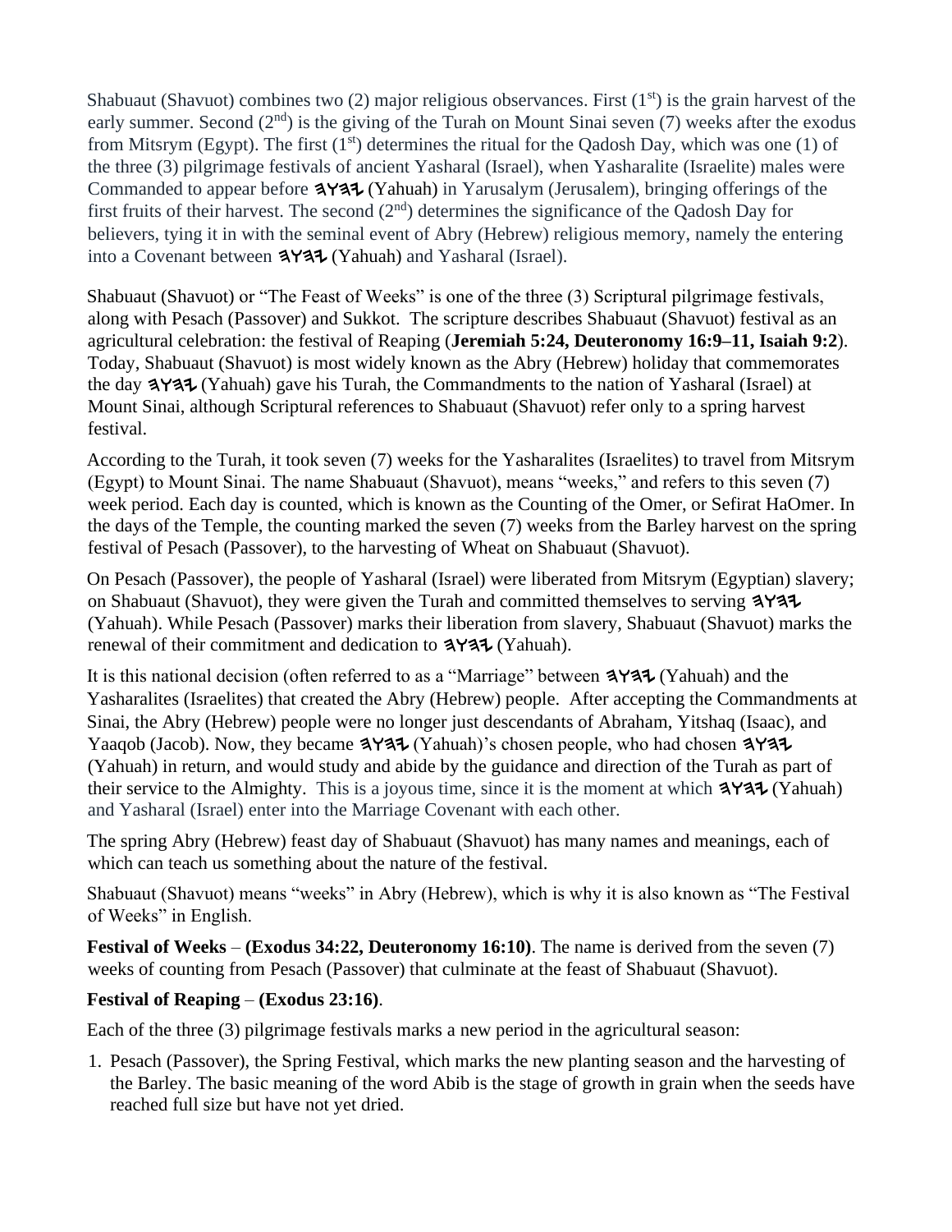Shabuaut (Shavuot) combines two (2) major religious observances. First ($1^{st}$) is the grain harvest of the early summer. Second ($2^{nd}$) is the giving of the Turah on Mount Sinai seven (7) weeks after the exodus from Mitsrym (Egypt). The first ($1^{st}$) determines the ritual for the Qadosh Day, which was one (1) of the three (3) pilgrimage festivals of ancient Yasharal (Israel), when Yasharalite (Israelite) males were Commanded to appear before 𐤄𐤅𐤄𐤉 (Yahuah) in Yarusalym (Jerusalem), bringing offerings of the first fruits of their harvest. The second ($2^{nd}$) determines the significance of the Qadosh Day for believers, tying it in with the seminal event of Abry (Hebrew) religious memory, namely the entering into a Covenant between 𐤄𐤅𐤄𐤉 (Yahuah) and Yasharal (Israel).

Shabuaut (Shavuot) or "The Feast of Weeks" is one of the three (3) Scriptural pilgrimage festivals, along with Pesach (Passover) and Sukkot. The scripture describes Shabuaut (Shavuot) festival as an agricultural celebration: the festival of Reaping (**Jeremiah 5:24, Deuteronomy 16:9–11, Isaiah 9:2**). Today, Shabuaut (Shavuot) is most widely known as the Abry (Hebrew) holiday that commemorates the day 𐤄𐤅𐤄𐤉 (Yahuah) gave his Turah, the Commandments to the nation of Yasharal (Israel) at Mount Sinai, although Scriptural references to Shabuaut (Shavuot) refer only to a spring harvest festival.

According to the Turah, it took seven (7) weeks for the Yasharalites (Israelites) to travel from Mitsrym (Egypt) to Mount Sinai. The name Shabuaut (Shavuot), means "weeks," and refers to this seven (7) week period. Each day is counted, which is known as the Counting of the Omer, or Sefirat HaOmer. In the days of the Temple, the counting marked the seven (7) weeks from the Barley harvest on the spring festival of Pesach (Passover), to the harvesting of Wheat on Shabuaut (Shavuot).

On Pesach (Passover), the people of Yasharal (Israel) were liberated from Mitsrym (Egyptian) slavery; on Shabuaut (Shavuot), they were given the Turah and committed themselves to serving 𐤄𐤅𐤄𐤉 (Yahuah). While Pesach (Passover) marks their liberation from slavery, Shabuaut (Shavuot) marks the renewal of their commitment and dedication to 𐤄𐤅𐤄𐤉 (Yahuah).

It is this national decision (often referred to as a "Marriage" between 𐤄𐤅𐤄𐤉 (Yahuah) and the Yasharalites (Israelites) that created the Abry (Hebrew) people. After accepting the Commandments at Sinai, the Abry (Hebrew) people were no longer just descendants of Abraham, Yitshaq (Isaac), and Yaaqob (Jacob). Now, they became 𐤄𐤅𐤄𐤉 (Yahuah)'s chosen people, who had chosen 𐤄𐤅𐤄𐤉 (Yahuah) in return, and would study and abide by the guidance and direction of the Turah as part of their service to the Almighty. This is a joyous time, since it is the moment at which 𐤄𐤅𐤄𐤉 (Yahuah) and Yasharal (Israel) enter into the Marriage Covenant with each other.

The spring Abry (Hebrew) feast day of Shabuaut (Shavuot) has many names and meanings, each of which can teach us something about the nature of the festival.

Shabuaut (Shavuot) means "weeks" in Abry (Hebrew), which is why it is also known as "The Festival of Weeks" in English.

**Festival of Weeks** – **(Exodus 34:22, Deuteronomy 16:10)**. The name is derived from the seven (7) weeks of counting from Pesach (Passover) that culminate at the feast of Shabuaut (Shavuot).

**Festival of Reaping** – **(Exodus 23:16)**.

Each of the three (3) pilgrimage festivals marks a new period in the agricultural season:

1. Pesach (Passover), the Spring Festival, which marks the new planting season and the harvesting of the Barley. The basic meaning of the word Abib is the stage of growth in grain when the seeds have reached full size but have not yet dried.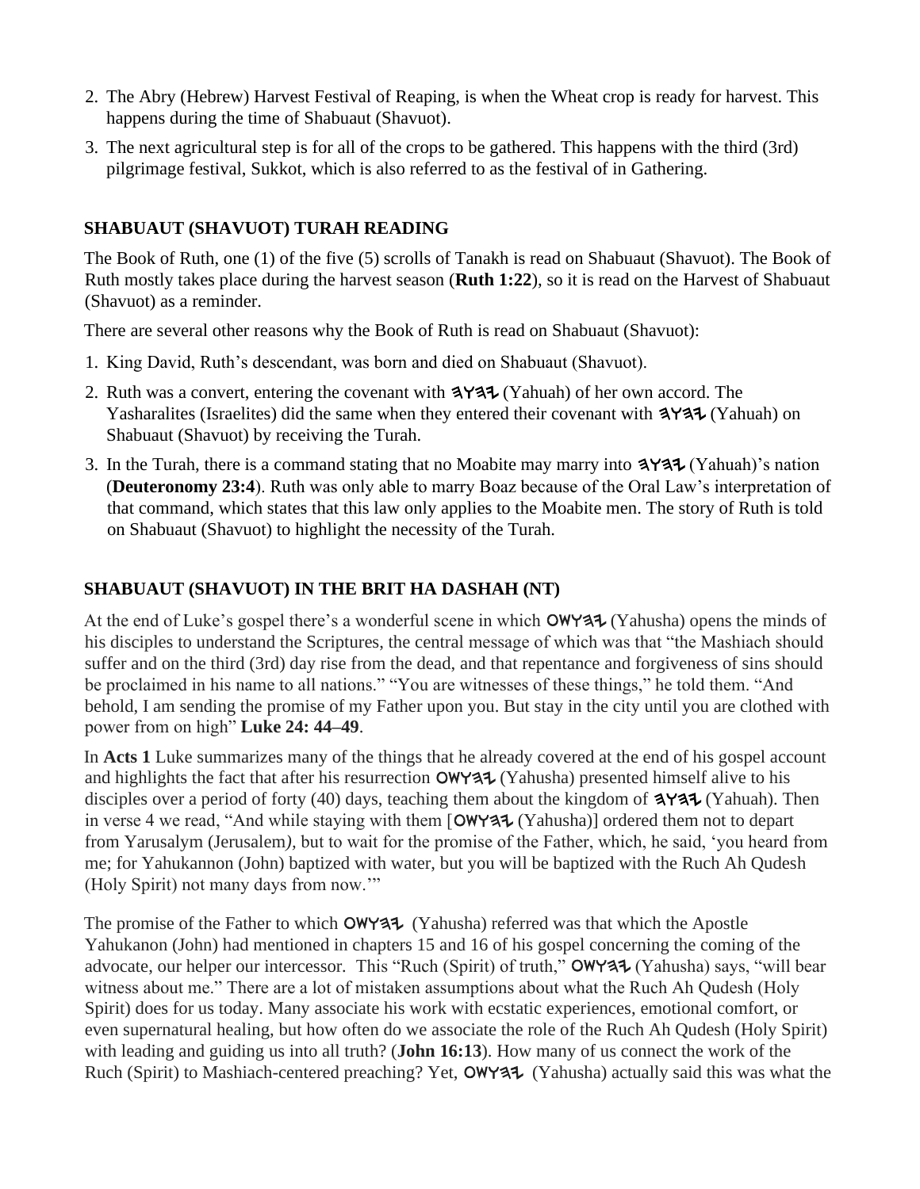2. The Abry (Hebrew) Harvest Festival of Reaping, is when the Wheat crop is ready for harvest. This happens during the time of Shabuaut (Shavuot).
3. The next agricultural step is for all of the crops to be gathered. This happens with the third (3rd) pilgrimage festival, Sukkot, which is also referred to as the festival of in Gathering.

## SHABUAUT (SHAVUOT) TURAH READING

The Book of Ruth, one (1) of the five (5) scrolls of Tanakh is read on Shabuaut (Shavuot). The Book of Ruth mostly takes place during the harvest season (**Ruth 1:22**), so it is read on the Harvest of Shabuaut (Shavuot) as a reminder.

There are several other reasons why the Book of Ruth is read on Shabuaut (Shavuot):

1. King David, Ruth's descendant, was born and died on Shabuaut (Shavuot).
2. Ruth was a convert, entering the covenant with 𐤄𐤅𐤄𐤉 (Yahuah) of her own accord. The Yasharalites (Israelites) did the same when they entered their covenant with 𐤄𐤅𐤄𐤉 (Yahuah) on Shabuaut (Shavuot) by receiving the Turah.
3. In the Turah, there is a command stating that no Moabite may marry into 𐤄𐤅𐤄𐤉 (Yahuah)'s nation (**Deuteronomy 23:4**). Ruth was only able to marry Boaz because of the Oral Law's interpretation of that command, which states that this law only applies to the Moabite men. The story of Ruth is told on Shabuaut (Shavuot) to highlight the necessity of the Turah.

## SHABUAUT (SHAVUOT) IN THE BRIT HA DASHAH (NT)

At the end of Luke's gospel there's a wonderful scene in which 𐤏𐤔𐤅𐤄𐤉 (Yahusha) opens the minds of his disciples to understand the Scriptures, the central message of which was that "the Mashiach should suffer and on the third (3rd) day rise from the dead, and that repentance and forgiveness of sins should be proclaimed in his name to all nations." "You are witnesses of these things," he told them. "And behold, I am sending the promise of my Father upon you. But stay in the city until you are clothed with power from on high" **Luke 24: 44–49**.

In **Acts 1** Luke summarizes many of the things that he already covered at the end of his gospel account and highlights the fact that after his resurrection 𐤏𐤔𐤅𐤄𐤉 (Yahusha) presented himself alive to his disciples over a period of forty (40) days, teaching them about the kingdom of 𐤄𐤅𐤄𐤉 (Yahuah). Then in verse 4 we read, "And while staying with them [𐤏𐤔𐤅𐤄𐤉 (Yahusha)] ordered them not to depart from Yarusalym (Jerusalem*)*, but to wait for the promise of the Father, which, he said, 'you heard from me; for Yahukannon (John) baptized with water, but you will be baptized with the Ruch Ah Qudesh (Holy Spirit) not many days from now.'"

The promise of the Father to which 𐤏𐤔𐤅𐤄𐤉 (Yahusha) referred was that which the Apostle Yahukanon (John) had mentioned in chapters 15 and 16 of his gospel concerning the coming of the advocate, our helper our intercessor. This "Ruch (Spirit) of truth," 𐤏𐤔𐤅𐤄𐤉 (Yahusha) says, "will bear witness about me." There are a lot of mistaken assumptions about what the Ruch Ah Qudesh (Holy Spirit) does for us today. Many associate his work with ecstatic experiences, emotional comfort, or even supernatural healing, but how often do we associate the role of the Ruch Ah Qudesh (Holy Spirit) with leading and guiding us into all truth? (**John 16:13**). How many of us connect the work of the Ruch (Spirit) to Mashiach-centered preaching? Yet, 𐤏𐤔𐤅𐤄𐤉 (Yahusha) actually said this was what the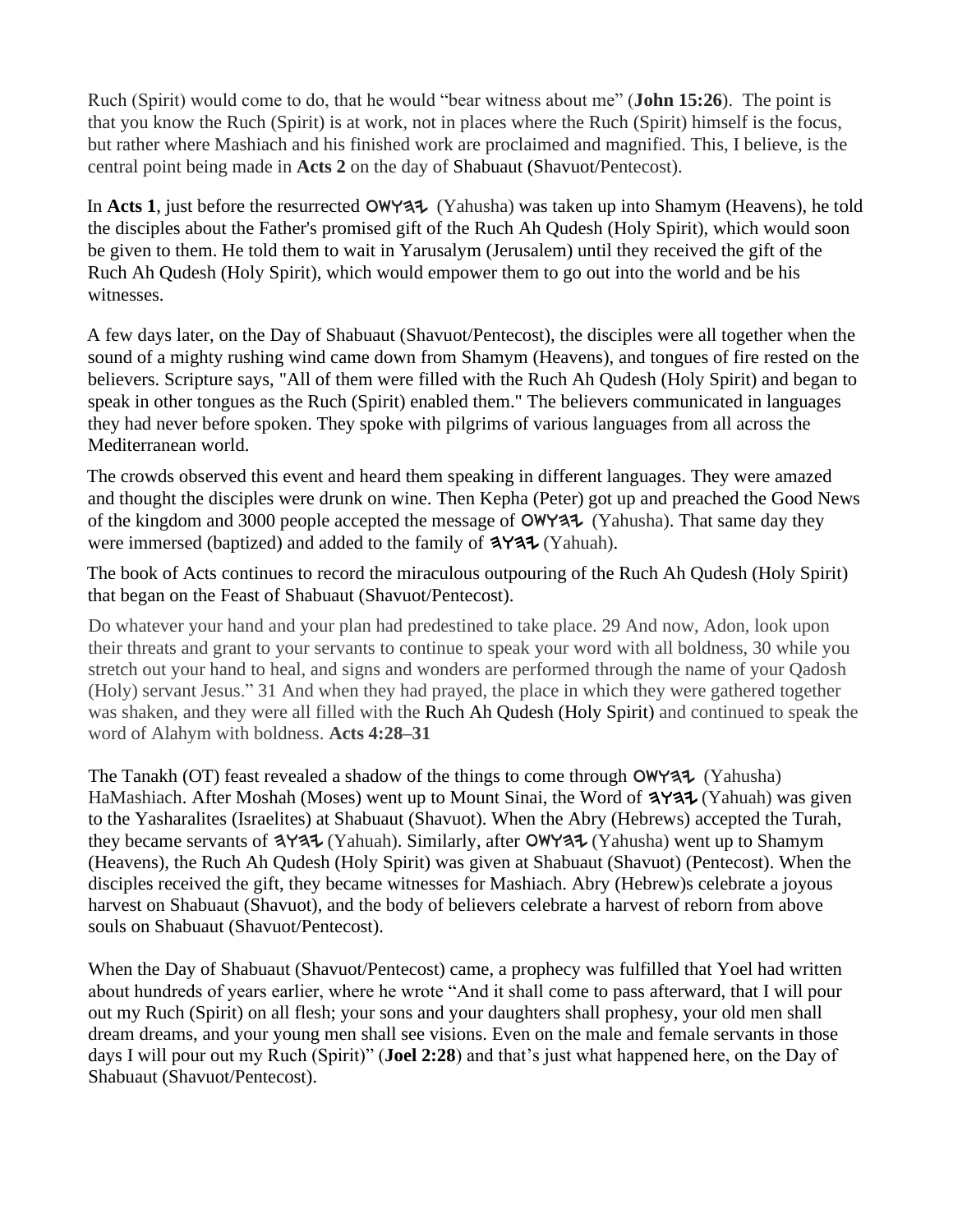Ruch (Spirit) would come to do, that he would "bear witness about me" (**John 15:26**). The point is that you know the Ruch (Spirit) is at work, not in places where the Ruch (Spirit) himself is the focus, but rather where Mashiach and his finished work are proclaimed and magnified. This, I believe, is the central point being made in **Acts 2** on the day of Shabuaut (Shavuot/Pentecost).

In **Acts 1**, just before the resurrected OWY𐤄𐤉 (Yahusha) was taken up into Shamym (Heavens), he told the disciples about the Father's promised gift of the Ruch Ah Qudesh (Holy Spirit), which would soon be given to them. He told them to wait in Yarusalym (Jerusalem) until they received the gift of the Ruch Ah Qudesh (Holy Spirit), which would empower them to go out into the world and be his witnesses.

A few days later, on the Day of Shabuaut (Shavuot/Pentecost), the disciples were all together when the sound of a mighty rushing wind came down from Shamym (Heavens), and tongues of fire rested on the believers. Scripture says, "All of them were filled with the Ruch Ah Qudesh (Holy Spirit) and began to speak in other tongues as the Ruch (Spirit) enabled them." The believers communicated in languages they had never before spoken. They spoke with pilgrims of various languages from all across the Mediterranean world.

The crowds observed this event and heard them speaking in different languages. They were amazed and thought the disciples were drunk on wine. Then Kepha (Peter) got up and preached the Good News of the kingdom and 3000 people accepted the message of OWY𐤄𐤉 (Yahusha). That same day they were immersed (baptized) and added to the family of 𐤄𐤅𐤄𐤉 (Yahuah).

The book of Acts continues to record the miraculous outpouring of the Ruch Ah Qudesh (Holy Spirit) that began on the Feast of Shabuaut (Shavuot/Pentecost).

Do whatever your hand and your plan had predestined to take place. 29 And now, Adon, look upon their threats and grant to your servants to continue to speak your word with all boldness, 30 while you stretch out your hand to heal, and signs and wonders are performed through the name of your Qadosh (Holy) servant Jesus." 31 And when they had prayed, the place in which they were gathered together was shaken, and they were all filled with the Ruch Ah Qudesh (Holy Spirit) and continued to speak the word of Alahym with boldness. **Acts 4:28–31**

The Tanakh (OT) feast revealed a shadow of the things to come through OWY𐤄𐤉 (Yahusha) HaMashiach. After Moshah (Moses) went up to Mount Sinai, the Word of 𐤄𐤅𐤄𐤉 (Yahuah) was given to the Yasharalites (Israelites) at Shabuaut (Shavuot). When the Abry (Hebrews) accepted the Turah, they became servants of 𐤄𐤅𐤄𐤉 (Yahuah). Similarly, after OWY𐤄𐤉 (Yahusha) went up to Shamym (Heavens), the Ruch Ah Qudesh (Holy Spirit) was given at Shabuaut (Shavuot) (Pentecost). When the disciples received the gift, they became witnesses for Mashiach. Abry (Hebrew)s celebrate a joyous harvest on Shabuaut (Shavuot), and the body of believers celebrate a harvest of reborn from above souls on Shabuaut (Shavuot/Pentecost).

When the Day of Shabuaut (Shavuot/Pentecost) came, a prophecy was fulfilled that Yoel had written about hundreds of years earlier, where he wrote "And it shall come to pass afterward, that I will pour out my Ruch (Spirit) on all flesh; your sons and your daughters shall prophesy, your old men shall dream dreams, and your young men shall see visions. Even on the male and female servants in those days I will pour out my Ruch (Spirit)" (**Joel 2:28**) and that's just what happened here, on the Day of Shabuaut (Shavuot/Pentecost).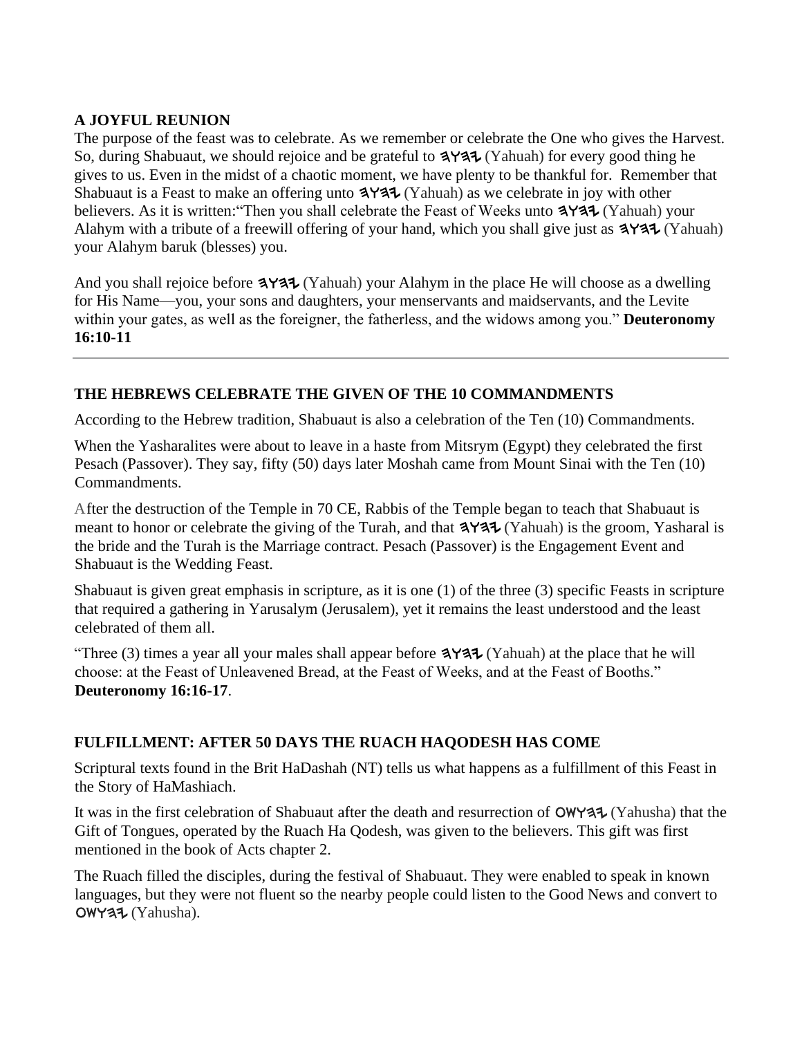## A JOYFUL REUNION

The purpose of the feast was to celebrate. As we remember or celebrate the One who gives the Harvest. So, during Shabuaut, we should rejoice and be grateful to 𐤉𐤄𐤅𐤄 (Yahuah) for every good thing he gives to us. Even in the midst of a chaotic moment, we have plenty to be thankful for. Remember that Shabuaut is a Feast to make an offering unto 𐤉𐤄𐤅𐤄 (Yahuah) as we celebrate in joy with other believers. As it is written:"Then you shall celebrate the Feast of Weeks unto 𐤉𐤄𐤅𐤄 (Yahuah) your Alahym with a tribute of a freewill offering of your hand, which you shall give just as 𐤉𐤄𐤅𐤄 (Yahuah) your Alahym baruk (blesses) you.

And you shall rejoice before 𐤉𐤄𐤅𐤄 (Yahuah) your Alahym in the place He will choose as a dwelling for His Name—you, your sons and daughters, your menservants and maidservants, and the Levite within your gates, as well as the foreigner, the fatherless, and the widows among you." **Deuteronomy 16:10-11**

---

## THE HEBREWS CELEBRATE THE GIVEN OF THE 10 COMMANDMENTS

According to the Hebrew tradition, Shabuaut is also a celebration of the Ten (10) Commandments.

When the Yasharalites were about to leave in a haste from Mitsrym (Egypt) they celebrated the first Pesach (Passover). They say, fifty (50) days later Moshah came from Mount Sinai with the Ten (10) Commandments.

After the destruction of the Temple in 70 CE, Rabbis of the Temple began to teach that Shabuaut is meant to honor or celebrate the giving of the Turah, and that 𐤉𐤄𐤅𐤄 (Yahuah) is the groom, Yasharal is the bride and the Turah is the Marriage contract. Pesach (Passover) is the Engagement Event and Shabuaut is the Wedding Feast.

Shabuaut is given great emphasis in scripture, as it is one (1) of the three (3) specific Feasts in scripture that required a gathering in Yarusalym (Jerusalem), yet it remains the least understood and the least celebrated of them all.

"Three (3) times a year all your males shall appear before 𐤉𐤄𐤅𐤄 (Yahuah) at the place that he will choose: at the Feast of Unleavened Bread, at the Feast of Weeks, and at the Feast of Booths." **Deuteronomy 16:16-17**.

## FULFILLMENT: AFTER 50 DAYS THE RUACH HAQODESH HAS COME

Scriptural texts found in the Brit HaDashah (NT) tells us what happens as a fulfillment of this Feast in the Story of HaMashiach.

It was in the first celebration of Shabuaut after the death and resurrection of 𐤉𐤄𐤅𐤔𐤏 (Yahusha) that the Gift of Tongues, operated by the Ruach Ha Qodesh, was given to the believers. This gift was first mentioned in the book of Acts chapter 2.

The Ruach filled the disciples, during the festival of Shabuaut. They were enabled to speak in known languages, but they were not fluent so the nearby people could listen to the Good News and convert to 𐤉𐤄𐤅𐤔𐤏 (Yahusha).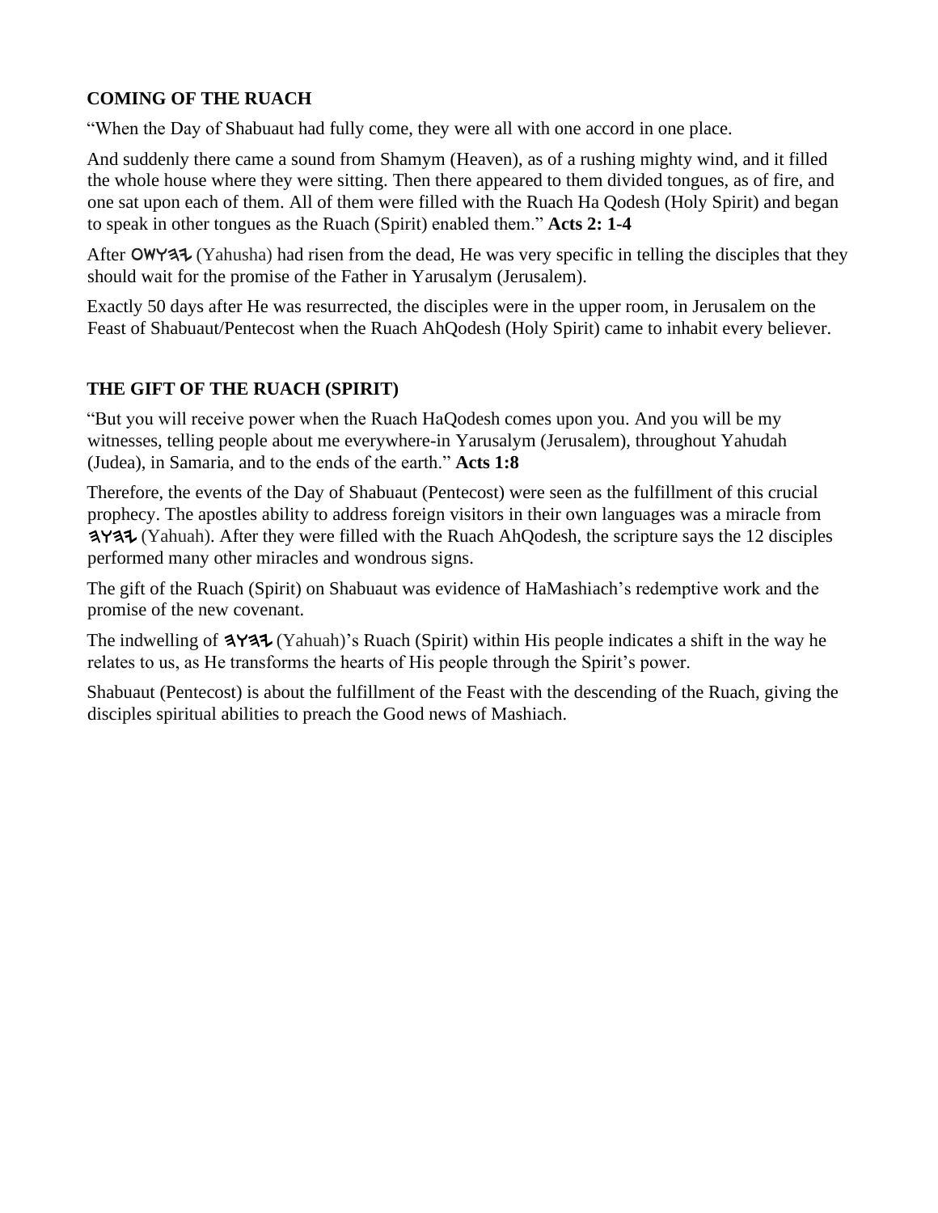### COMING OF THE RUACH

"When the Day of Shabuaut had fully come, they were all with one accord in one place.

And suddenly there came a sound from Shamym (Heaven), as of a rushing mighty wind, and it filled the whole house where they were sitting. Then there appeared to them divided tongues, as of fire, and one sat upon each of them. All of them were filled with the Ruach Ha Qodesh (Holy Spirit) and began to speak in other tongues as the Ruach (Spirit) enabled them." **Acts 2: 1-4**

After OWY𐤄𐤉 (Yahusha) had risen from the dead, He was very specific in telling the disciples that they should wait for the promise of the Father in Yarusalym (Jerusalem).

Exactly 50 days after He was resurrected, the disciples were in the upper room, in Jerusalem on the Feast of Shabuaut/Pentecost when the Ruach AhQodesh (Holy Spirit) came to inhabit every believer.

### THE GIFT OF THE RUACH (SPIRIT)

"But you will receive power when the Ruach HaQodesh comes upon you. And you will be my witnesses, telling people about me everywhere-in Yarusalym (Jerusalem), throughout Yahudah (Judea), in Samaria, and to the ends of the earth." **Acts 1:8**

Therefore, the events of the Day of Shabuaut (Pentecost) were seen as the fulfillment of this crucial prophecy. The apostles ability to address foreign visitors in their own languages was a miracle from 𐤄𐤅𐤄𐤉 (Yahuah). After they were filled with the Ruach AhQodesh, the scripture says the 12 disciples performed many other miracles and wondrous signs.

The gift of the Ruach (Spirit) on Shabuaut was evidence of HaMashiach's redemptive work and the promise of the new covenant.

The indwelling of 𐤄𐤅𐤄𐤉 (Yahuah)'s Ruach (Spirit) within His people indicates a shift in the way he relates to us, as He transforms the hearts of His people through the Spirit's power.

Shabuaut (Pentecost) is about the fulfillment of the Feast with the descending of the Ruach, giving the disciples spiritual abilities to preach the Good news of Mashiach.